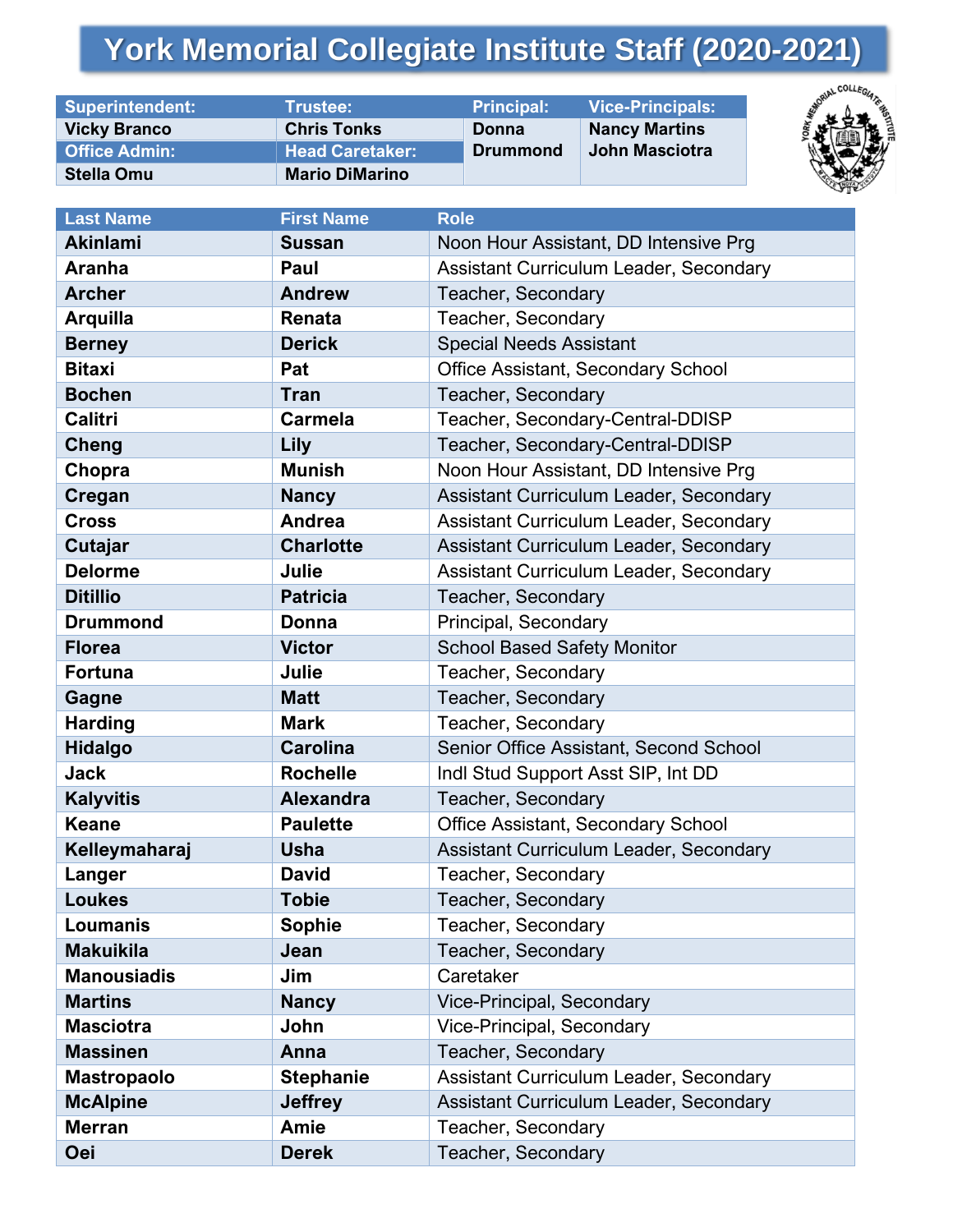# York Memorial Collegiate Institute Staff (2020-2021)

| Superintendent: | Trustee: | Principal: | Vice-Principals: |
|---|---|---|---|
| Vicky Branco | Chris Tonks | Donna Drummond | Nancy Martins<br>John Masciotra |
| **Office Admin:** | **Head Caretaker:** | | |
| Stella Omu | Mario DiMarino | | |

| Last Name | First Name | Role |
|---|---|---|
| Akinlami | Sussan | Noon Hour Assistant, DD Intensive Prg |
| Aranha | Paul | Assistant Curriculum Leader, Secondary |
| Archer | Andrew | Teacher, Secondary |
| Arquilla | Renata | Teacher, Secondary |
| Berney | Derick | Special Needs Assistant |
| Bitaxi | Pat | Office Assistant, Secondary School |
| Bochen | Tran | Teacher, Secondary |
| Calitri | Carmela | Teacher, Secondary-Central-DDISP |
| Cheng | Lily | Teacher, Secondary-Central-DDISP |
| Chopra | Munish | Noon Hour Assistant, DD Intensive Prg |
| Cregan | Nancy | Assistant Curriculum Leader, Secondary |
| Cross | Andrea | Assistant Curriculum Leader, Secondary |
| Cutajar | Charlotte | Assistant Curriculum Leader, Secondary |
| Delorme | Julie | Assistant Curriculum Leader, Secondary |
| Ditillio | Patricia | Teacher, Secondary |
| Drummond | Donna | Principal, Secondary |
| Florea | Victor | School Based Safety Monitor |
| Fortuna | Julie | Teacher, Secondary |
| Gagne | Matt | Teacher, Secondary |
| Harding | Mark | Teacher, Secondary |
| Hidalgo | Carolina | Senior Office Assistant, Second School |
| Jack | Rochelle | Indl Stud Support Asst SIP, Int DD |
| Kalyvitis | Alexandra | Teacher, Secondary |
| Keane | Paulette | Office Assistant, Secondary School |
| Kelleymaharaj | Usha | Assistant Curriculum Leader, Secondary |
| Langer | David | Teacher, Secondary |
| Loukes | Tobie | Teacher, Secondary |
| Loumanis | Sophie | Teacher, Secondary |
| Makuikila | Jean | Teacher, Secondary |
| Manousiadis | Jim | Caretaker |
| Martins | Nancy | Vice-Principal, Secondary |
| Masciotra | John | Vice-Principal, Secondary |
| Massinen | Anna | Teacher, Secondary |
| Mastropaolo | Stephanie | Assistant Curriculum Leader, Secondary |
| McAlpine | Jeffrey | Assistant Curriculum Leader, Secondary |
| Merran | Amie | Teacher, Secondary |
| Oei | Derek | Teacher, Secondary |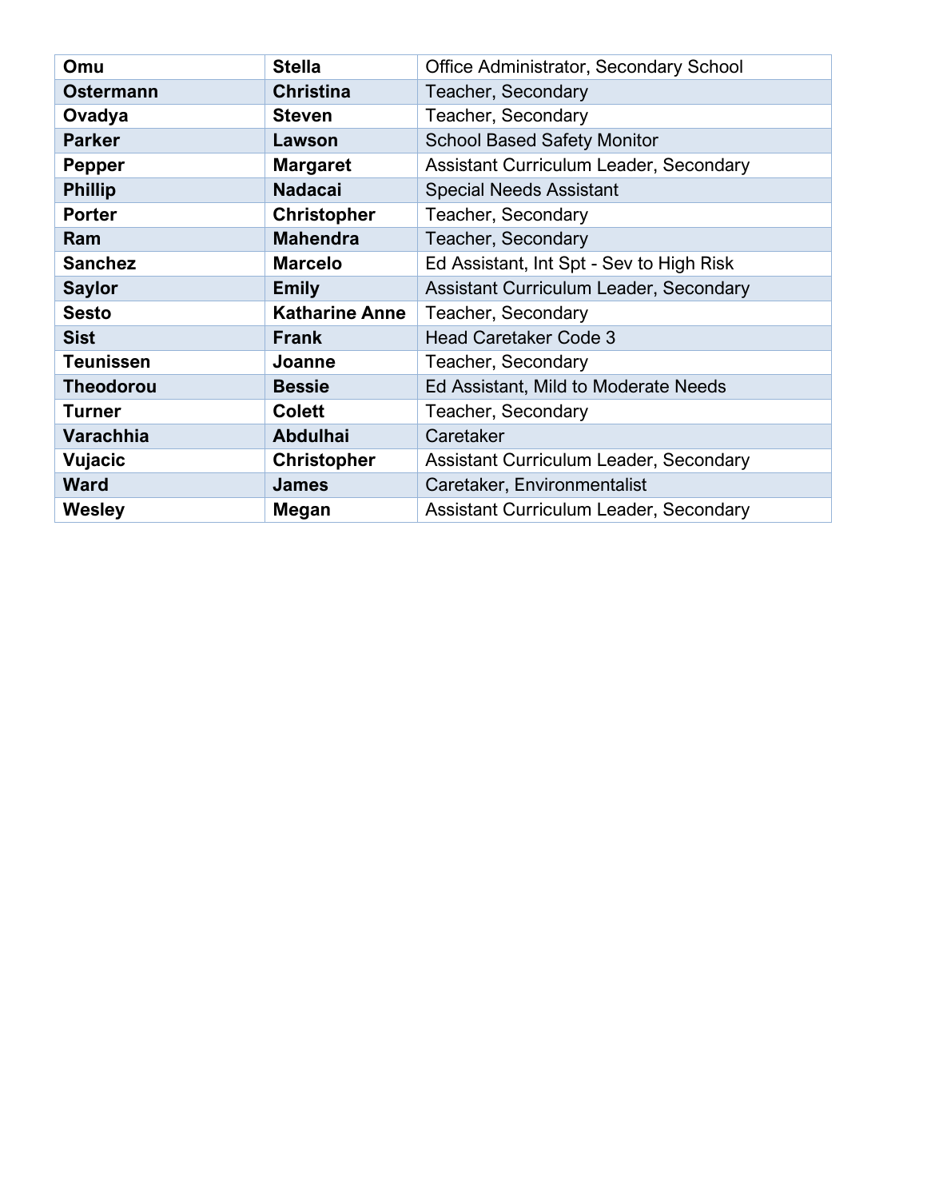| | | |
|---|---|---|
| **Omu** | **Stella** | Office Administrator, Secondary School |
| **Ostermann** | **Christina** | Teacher, Secondary |
| **Ovadya** | **Steven** | Teacher, Secondary |
| **Parker** | **Lawson** | School Based Safety Monitor |
| **Pepper** | **Margaret** | Assistant Curriculum Leader, Secondary |
| **Phillip** | **Nadacai** | Special Needs Assistant |
| **Porter** | **Christopher** | Teacher, Secondary |
| **Ram** | **Mahendra** | Teacher, Secondary |
| **Sanchez** | **Marcelo** | Ed Assistant, Int Spt - Sev to High Risk |
| **Saylor** | **Emily** | Assistant Curriculum Leader, Secondary |
| **Sesto** | **Katharine Anne** | Teacher, Secondary |
| **Sist** | **Frank** | Head Caretaker Code 3 |
| **Teunissen** | **Joanne** | Teacher, Secondary |
| **Theodorou** | **Bessie** | Ed Assistant, Mild to Moderate Needs |
| **Turner** | **Colett** | Teacher, Secondary |
| **Varachhia** | **Abdulhai** | Caretaker |
| **Vujacic** | **Christopher** | Assistant Curriculum Leader, Secondary |
| **Ward** | **James** | Caretaker, Environmentalist |
| **Wesley** | **Megan** | Assistant Curriculum Leader, Secondary |